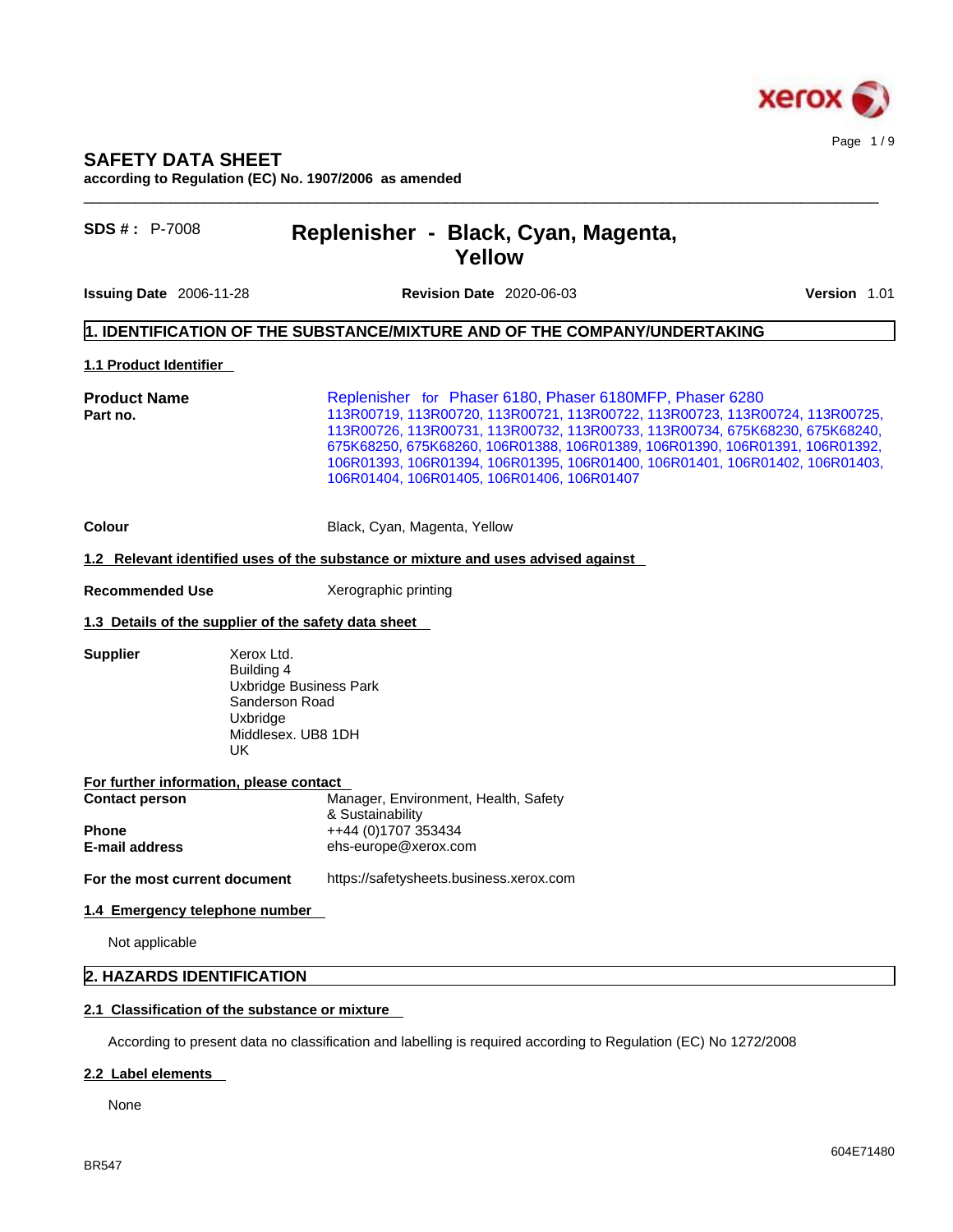# SAFETY DATA SHEET

**according to Regulation (EC) No. 1907/2006 as amended**

**SDS # :** P-7008

## Replenisher - Black, Cyan, Magenta, Yellow

**Issuing Date** 2006-11-28 **Revision Date** 2020-06-03 **Version** 1.01

## 1. IDENTIFICATION OF THE SUBSTANCE/MIXTURE AND OF THE COMPANY/UNDERTAKING

### 1.1 Product Identifier

**Product Name** Replenisher for Phaser 6180, Phaser 6180MFP, Phaser 6280

**Part no.** 113R00719, 113R00720, 113R00721, 113R00722, 113R00723, 113R00724, 113R00725, 113R00726, 113R00731, 113R00732, 113R00733, 113R00734, 675K68230, 675K68240, 675K68250, 675K68260, 106R01388, 106R01389, 106R01390, 106R01391, 106R01392, 106R01393, 106R01394, 106R01395, 106R01400, 106R01401, 106R01402, 106R01403, 106R01404, 106R01405, 106R01406, 106R01407

**Colour** Black, Cyan, Magenta, Yellow

### 1.2 Relevant identified uses of the substance or mixture and uses advised against

**Recommended Use** Xerographic printing

### 1.3 Details of the supplier of the safety data sheet

**Supplier**
Xerox Ltd.
Building 4
Uxbridge Business Park
Sanderson Road
Uxbridge
Middlesex. UB8 1DH
UK

**For further information, please contact**

**Contact person** Manager, Environment, Health, Safety & Sustainability

**Phone** ++44 (0)1707 353434

**E-mail address** ehs-europe@xerox.com

**For the most current document** https://safetysheets.business.xerox.com

### 1.4 Emergency telephone number

Not applicable

## 2. HAZARDS IDENTIFICATION

### 2.1 Classification of the substance or mixture

According to present data no classification and labelling is required according to Regulation (EC) No 1272/2008

### 2.2 Label elements

None

BR547

604E71480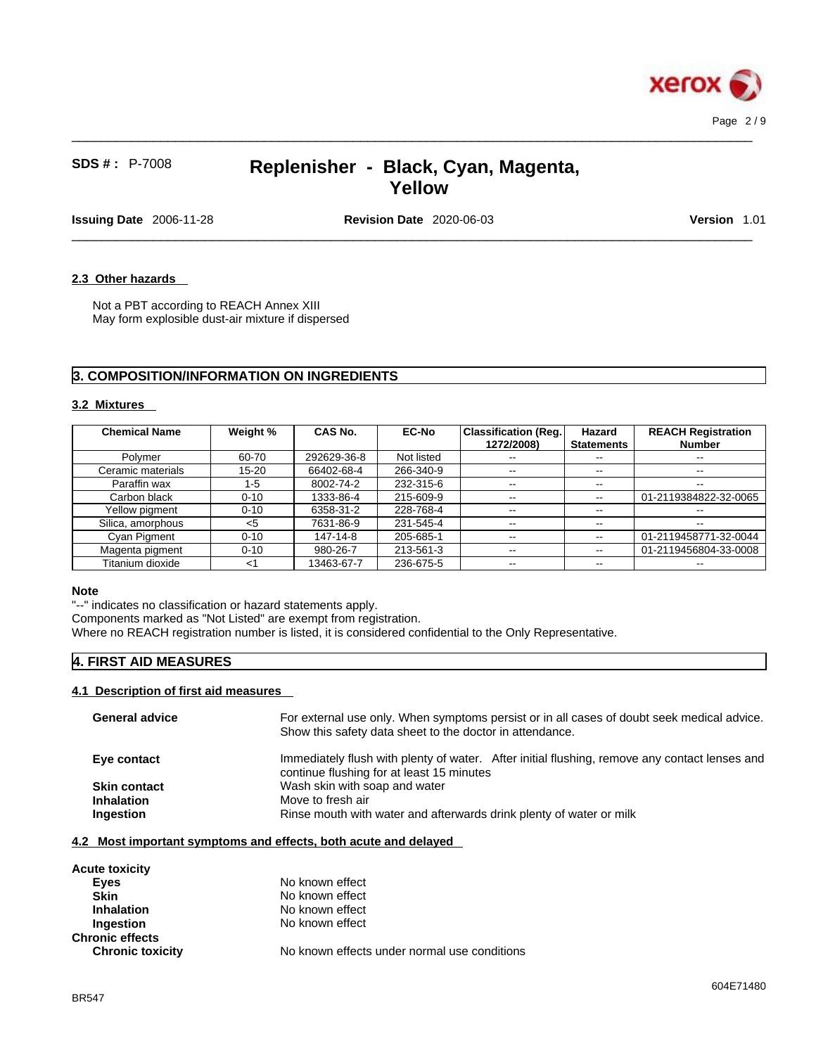### 2.3 Other hazards

Not a PBT according to REACH Annex XIII
May form explosible dust-air mixture if dispersed

## 3. COMPOSITION/INFORMATION ON INGREDIENTS

### 3.2 Mixtures

| Chemical Name | Weight % | CAS No. | EC-No | Classification (Reg. 1272/2008) | Hazard Statements | REACH Registration Number |
|---|---|---|---|---|---|---|
| Polymer | 60-70 | 292629-36-8 | Not listed | -- | -- | -- |
| Ceramic materials | 15-20 | 66402-68-4 | 266-340-9 | -- | -- | -- |
| Paraffin wax | 1-5 | 8002-74-2 | 232-315-6 | -- | -- | -- |
| Carbon black | 0-10 | 1333-86-4 | 215-609-9 | -- | -- | 01-2119384822-32-0065 |
| Yellow pigment | 0-10 | 6358-31-2 | 228-768-4 | -- | -- | -- |
| Silica, amorphous | <5 | 7631-86-9 | 231-545-4 | -- | -- | -- |
| Cyan Pigment | 0-10 | 147-14-8 | 205-685-1 | -- | -- | 01-2119458771-32-0044 |
| Magenta pigment | 0-10 | 980-26-7 | 213-561-3 | -- | -- | 01-2119456804-33-0008 |
| Titanium dioxide | <1 | 13463-67-7 | 236-675-5 | -- | -- | -- |

**Note**
"--" indicates no classification or hazard statements apply.
Components marked as "Not Listed" are exempt from registration.
Where no REACH registration number is listed, it is considered confidential to the Only Representative.

## 4. FIRST AID MEASURES

### 4.1 Description of first aid measures

**General advice** — For external use only. When symptoms persist or in all cases of doubt seek medical advice. Show this safety data sheet to the doctor in attendance.

**Eye contact** — Immediately flush with plenty of water. After initial flushing, remove any contact lenses and continue flushing for at least 15 minutes

**Skin contact** — Wash skin with soap and water

**Inhalation** — Move to fresh air

**Ingestion** — Rinse mouth with water and afterwards drink plenty of water or milk

### 4.2 Most important symptoms and effects, both acute and delayed

**Acute toxicity**

- **Eyes** — No known effect
- **Skin** — No known effect
- **Inhalation** — No known effect
- **Ingestion** — No known effect

**Chronic effects**

- **Chronic toxicity** — No known effects under normal use conditions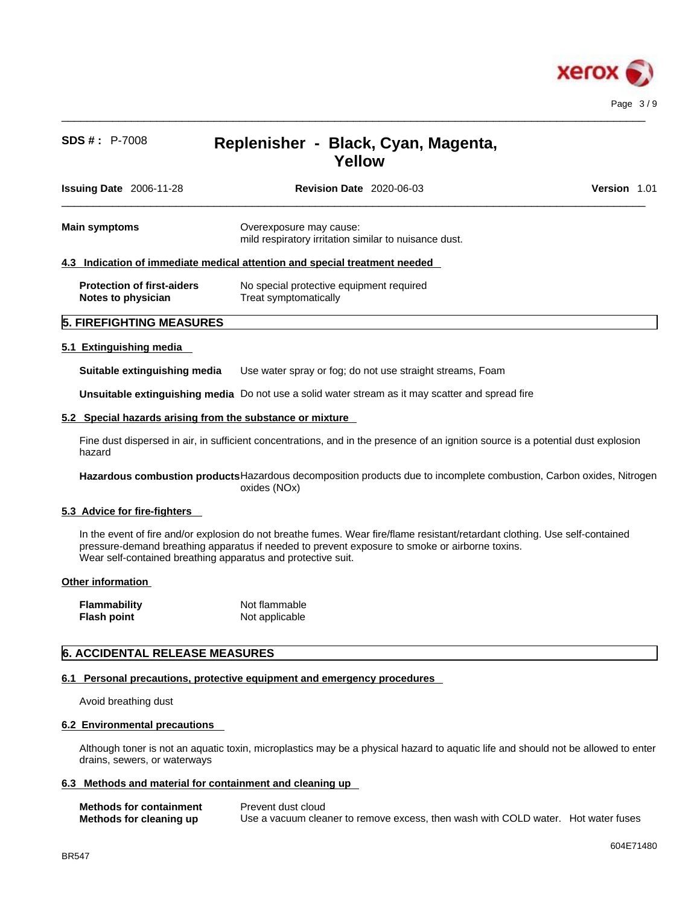| | |
|---|---|
| **Main symptoms** | Overexposure may cause:<br>mild respiratory irritation similar to nuisance dust. |

### 4.3 Indication of immediate medical attention and special treatment needed

| | |
|---|---|
| **Protection of first-aiders** | No special protective equipment required |
| **Notes to physician** | Treat symptomatically |

## 5. FIREFIGHTING MEASURES

### 5.1 Extinguishing media

**Suitable extinguishing media** Use water spray or fog; do not use straight streams, Foam

**Unsuitable extinguishing media** Do not use a solid water stream as it may scatter and spread fire

### 5.2 Special hazards arising from the substance or mixture

Fine dust dispersed in air, in sufficient concentrations, and in the presence of an ignition source is a potential dust explosion hazard

**Hazardous combustion products** Hazardous decomposition products due to incomplete combustion, Carbon oxides, Nitrogen oxides (NOx)

### 5.3 Advice for fire-fighters

In the event of fire and/or explosion do not breathe fumes. Wear fire/flame resistant/retardant clothing. Use self-contained pressure-demand breathing apparatus if needed to prevent exposure to smoke or airborne toxins.
Wear self-contained breathing apparatus and protective suit.

### Other information

| | |
|---|---|
| **Flammability** | Not flammable |
| **Flash point** | Not applicable |

## 6. ACCIDENTAL RELEASE MEASURES

### 6.1 Personal precautions, protective equipment and emergency procedures

Avoid breathing dust

### 6.2 Environmental precautions

Although toner is not an aquatic toxin, microplastics may be a physical hazard to aquatic life and should not be allowed to enter drains, sewers, or waterways

### 6.3 Methods and material for containment and cleaning up

| | |
|---|---|
| **Methods for containment** | Prevent dust cloud |
| **Methods for cleaning up** | Use a vacuum cleaner to remove excess, then wash with COLD water. Hot water fuses |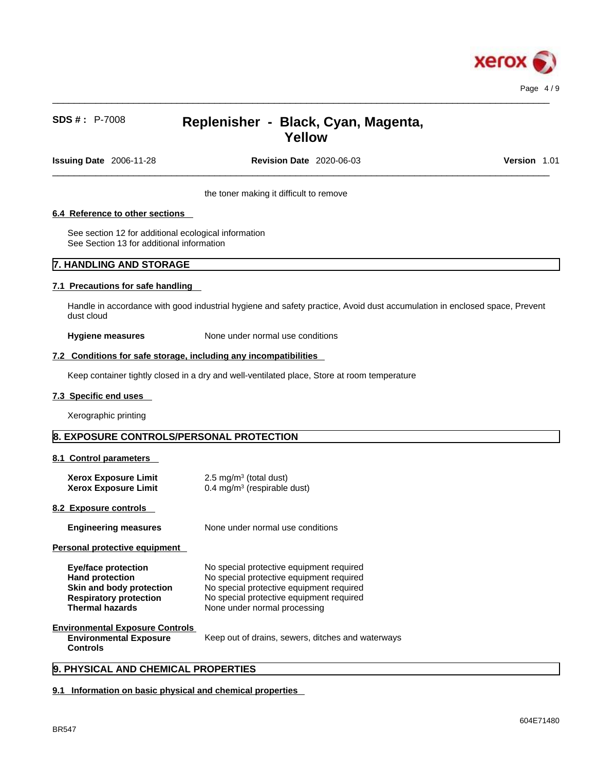the toner making it difficult to remove

### 6.4 Reference to other sections

See section 12 for additional ecological information
See Section 13 for additional information

## 7. HANDLING AND STORAGE

### 7.1 Precautions for safe handling

Handle in accordance with good industrial hygiene and safety practice, Avoid dust accumulation in enclosed space, Prevent dust cloud

**Hygiene measures** None under normal use conditions

### 7.2 Conditions for safe storage, including any incompatibilities

Keep container tightly closed in a dry and well-ventilated place, Store at room temperature

### 7.3 Specific end uses

Xerographic printing

## 8. EXPOSURE CONTROLS/PERSONAL PROTECTION

### 8.1 Control parameters

| | |
|---|---|
| **Xerox Exposure Limit** | 2.5 mg/m³ (total dust) |
| **Xerox Exposure Limit** | 0.4 mg/m³ (respirable dust) |

### 8.2 Exposure controls

**Engineering measures** None under normal use conditions

**Personal protective equipment**

| | |
|---|---|
| **Eye/face protection** | No special protective equipment required |
| **Hand protection** | No special protective equipment required |
| **Skin and body protection** | No special protective equipment required |
| **Respiratory protection** | No special protective equipment required |
| **Thermal hazards** | None under normal processing |

**Environmental Exposure Controls**

**Environmental Exposure Controls** Keep out of drains, sewers, ditches and waterways

## 9. PHYSICAL AND CHEMICAL PROPERTIES

### 9.1 Information on basic physical and chemical properties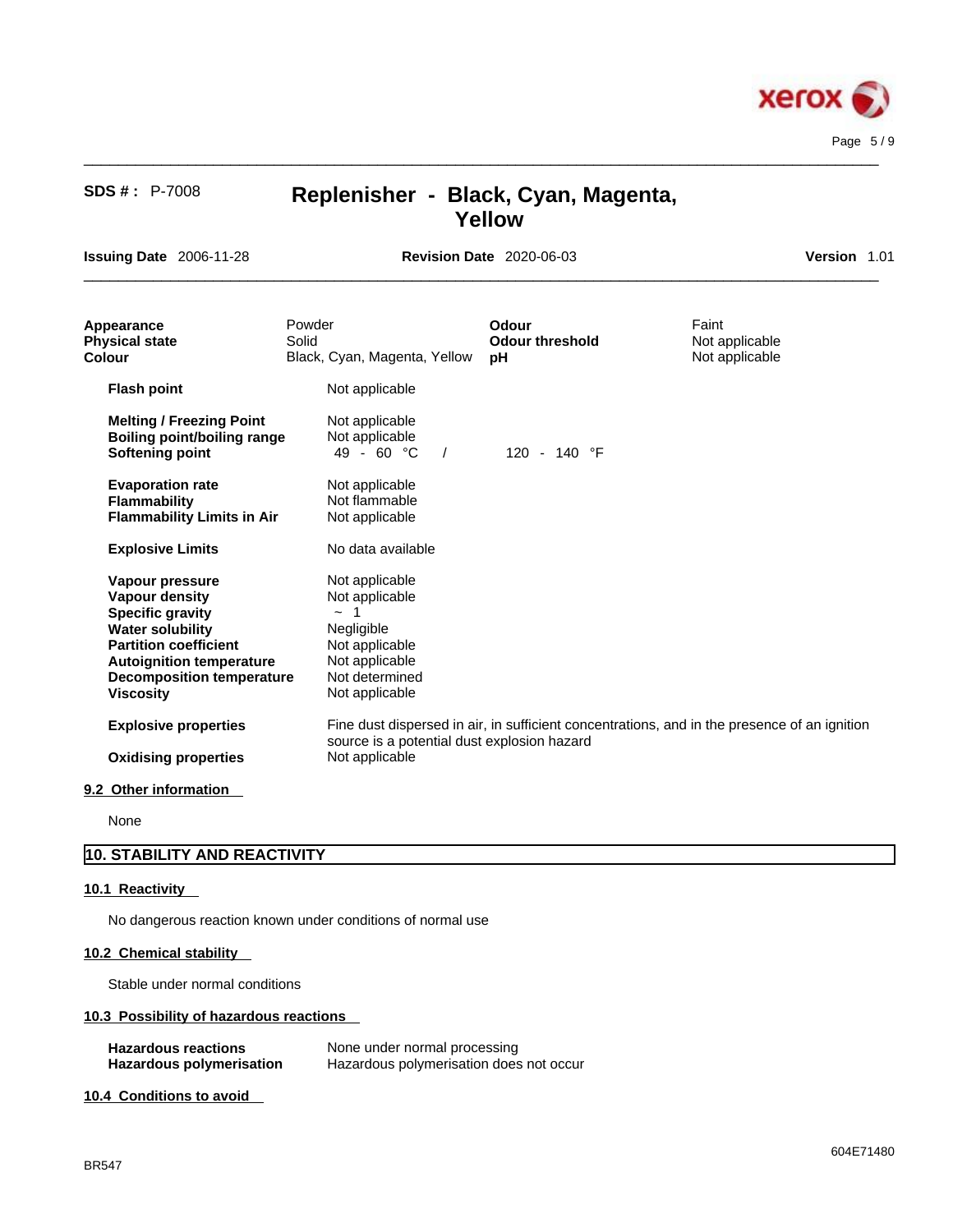| | | | |
|---|---|---|---|
| **Appearance** | Powder | **Odour** | Faint |
| **Physical state** | Solid | **Odour threshold** | Not applicable |
| **Colour** | Black, Cyan, Magenta, Yellow | **pH** | Not applicable |

| | | |
|---|---|---|
| **Flash point** | Not applicable | |
| **Melting / Freezing Point** | Not applicable | |
| **Boiling point/boiling range** | Not applicable | |
| **Softening point** | 49 - 60 °C / | 120 - 140 °F |
| **Evaporation rate** | Not applicable | |
| **Flammability** | Not flammable | |
| **Flammability Limits in Air** | Not applicable | |
| **Explosive Limits** | No data available | |
| **Vapour pressure** | Not applicable | |
| **Vapour density** | Not applicable | |
| **Specific gravity** | ~ 1 | |
| **Water solubility** | Negligible | |
| **Partition coefficient** | Not applicable | |
| **Autoignition temperature** | Not applicable | |
| **Decomposition temperature** | Not determined | |
| **Viscosity** | Not applicable | |
| **Explosive properties** | Fine dust dispersed in air, in sufficient concentrations, and in the presence of an ignition source is a potential dust explosion hazard | |
| **Oxidising properties** | Not applicable | |

### 9.2 Other information

None

## 10. STABILITY AND REACTIVITY

### 10.1 Reactivity

No dangerous reaction known under conditions of normal use

### 10.2 Chemical stability

Stable under normal conditions

### 10.3 Possibility of hazardous reactions

| | |
|---|---|
| **Hazardous reactions** | None under normal processing |
| **Hazardous polymerisation** | Hazardous polymerisation does not occur |

### 10.4 Conditions to avoid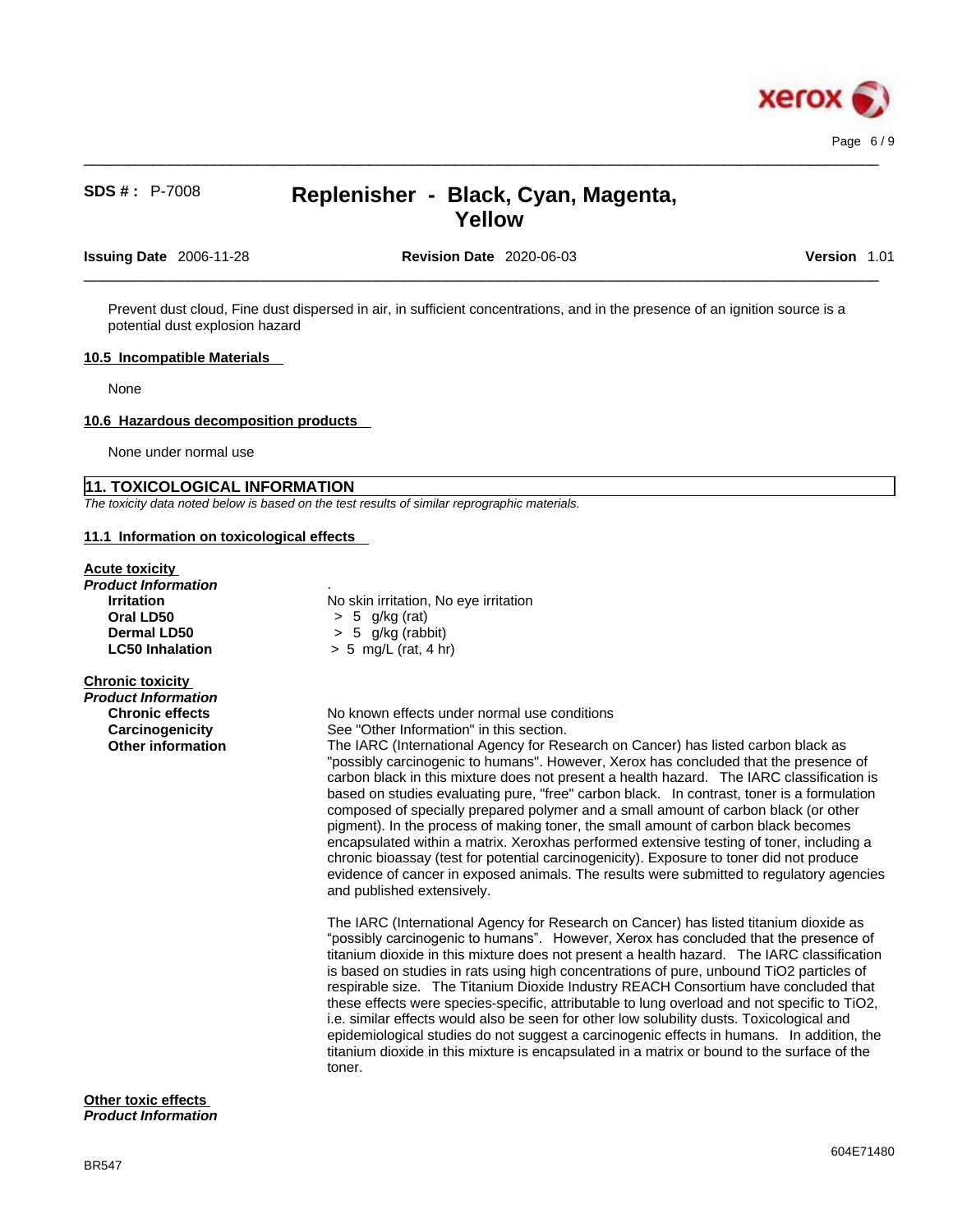Prevent dust cloud, Fine dust dispersed in air, in sufficient concentrations, and in the presence of an ignition source is a potential dust explosion hazard

### 10.5 Incompatible Materials

None

### 10.6 Hazardous decomposition products

None under normal use

## 11. TOXICOLOGICAL INFORMATION

*The toxicity data noted below is based on the test results of similar reprographic materials.*

### 11.1 Information on toxicological effects

**Acute toxicity**

***Product Information***

| | |
|---|---|
| **Irritation** | No skin irritation, No eye irritation |
| **Oral LD50** | > 5 g/kg (rat) |
| **Dermal LD50** | > 5 g/kg (rabbit) |
| **LC50 Inhalation** | > 5 mg/L (rat, 4 hr) |

**Chronic toxicity**

***Product Information***

| | |
|---|---|
| **Chronic effects** | No known effects under normal use conditions |
| **Carcinogenicity** | See "Other Information" in this section. |
| **Other information** | The IARC (International Agency for Research on Cancer) has listed carbon black as "possibly carcinogenic to humans". However, Xerox has concluded that the presence of carbon black in this mixture does not present a health hazard. The IARC classification is based on studies evaluating pure, "free" carbon black. In contrast, toner is a formulation composed of specially prepared polymer and a small amount of carbon black (or other pigment). In the process of making toner, the small amount of carbon black becomes encapsulated within a matrix. Xeroxhas performed extensive testing of toner, including a chronic bioassay (test for potential carcinogenicity). Exposure to toner did not produce evidence of cancer in exposed animals. The results were submitted to regulatory agencies and published extensively.<br><br>The IARC (International Agency for Research on Cancer) has listed titanium dioxide as "possibly carcinogenic to humans". However, Xerox has concluded that the presence of titanium dioxide in this mixture does not present a health hazard. The IARC classification is based on studies in rats using high concentrations of pure, unbound $TiO_2$ particles of respirable size. The Titanium Dioxide Industry REACH Consortium have concluded that these effects were species-specific, attributable to lung overload and not specific to $TiO_2$, i.e. similar effects would also be seen for other low solubility dusts. Toxicological and epidemiological studies do not suggest a carcinogenic effects in humans. In addition, the titanium dioxide in this mixture is encapsulated in a matrix or bound to the surface of the toner. |

**Other toxic effects**

***Product Information***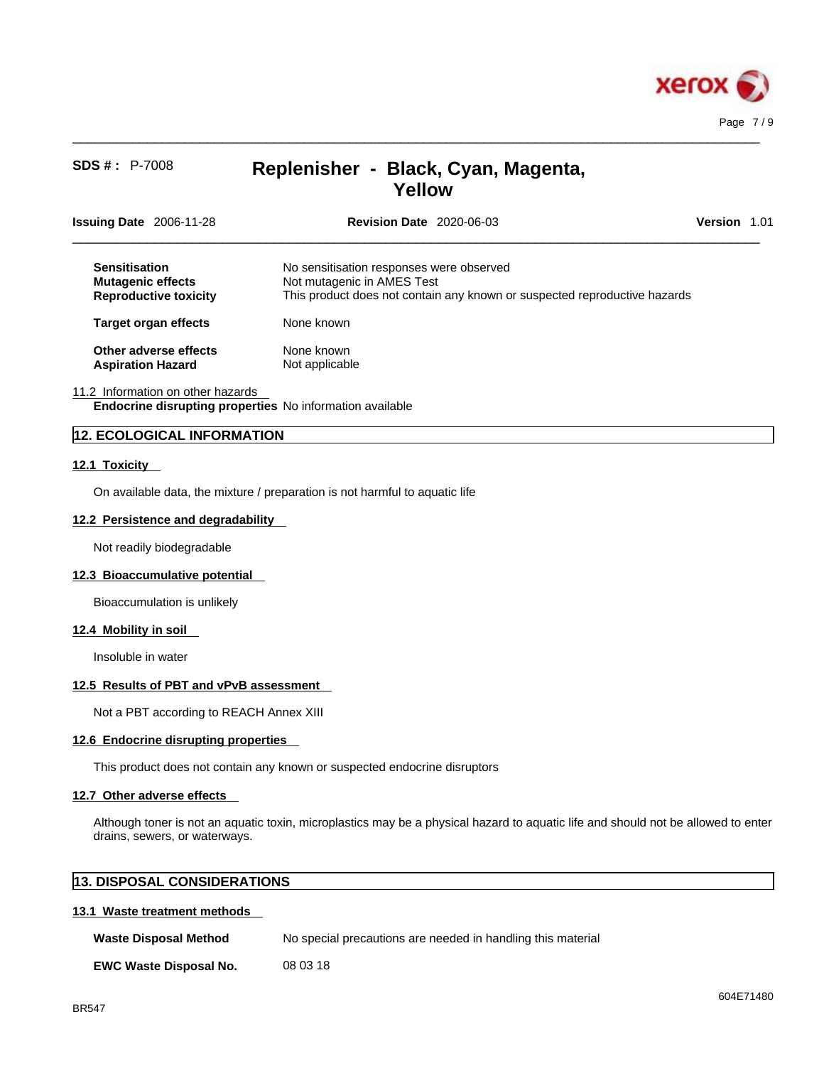| | |
|---|---|
| **Sensitisation** | No sensitisation responses were observed |
| **Mutagenic effects** | Not mutagenic in AMES Test |
| **Reproductive toxicity** | This product does not contain any known or suspected reproductive hazards |
| **Target organ effects** | None known |
| **Other adverse effects** | None known |
| **Aspiration Hazard** | Not applicable |

11.2 Information on other hazards

**Endocrine disrupting properties** No information available

## 12. ECOLOGICAL INFORMATION

### 12.1 Toxicity

On available data, the mixture / preparation is not harmful to aquatic life

### 12.2 Persistence and degradability

Not readily biodegradable

### 12.3 Bioaccumulative potential

Bioaccumulation is unlikely

### 12.4 Mobility in soil

Insoluble in water

### 12.5 Results of PBT and vPvB assessment

Not a PBT according to REACH Annex XIII

### 12.6 Endocrine disrupting properties

This product does not contain any known or suspected endocrine disruptors

### 12.7 Other adverse effects

Although toner is not an aquatic toxin, microplastics may be a physical hazard to aquatic life and should not be allowed to enter drains, sewers, or waterways.

## 13. DISPOSAL CONSIDERATIONS

### 13.1 Waste treatment methods

| | |
|---|---|
| **Waste Disposal Method** | No special precautions are needed in handling this material |
| **EWC Waste Disposal No.** | 08 03 18 |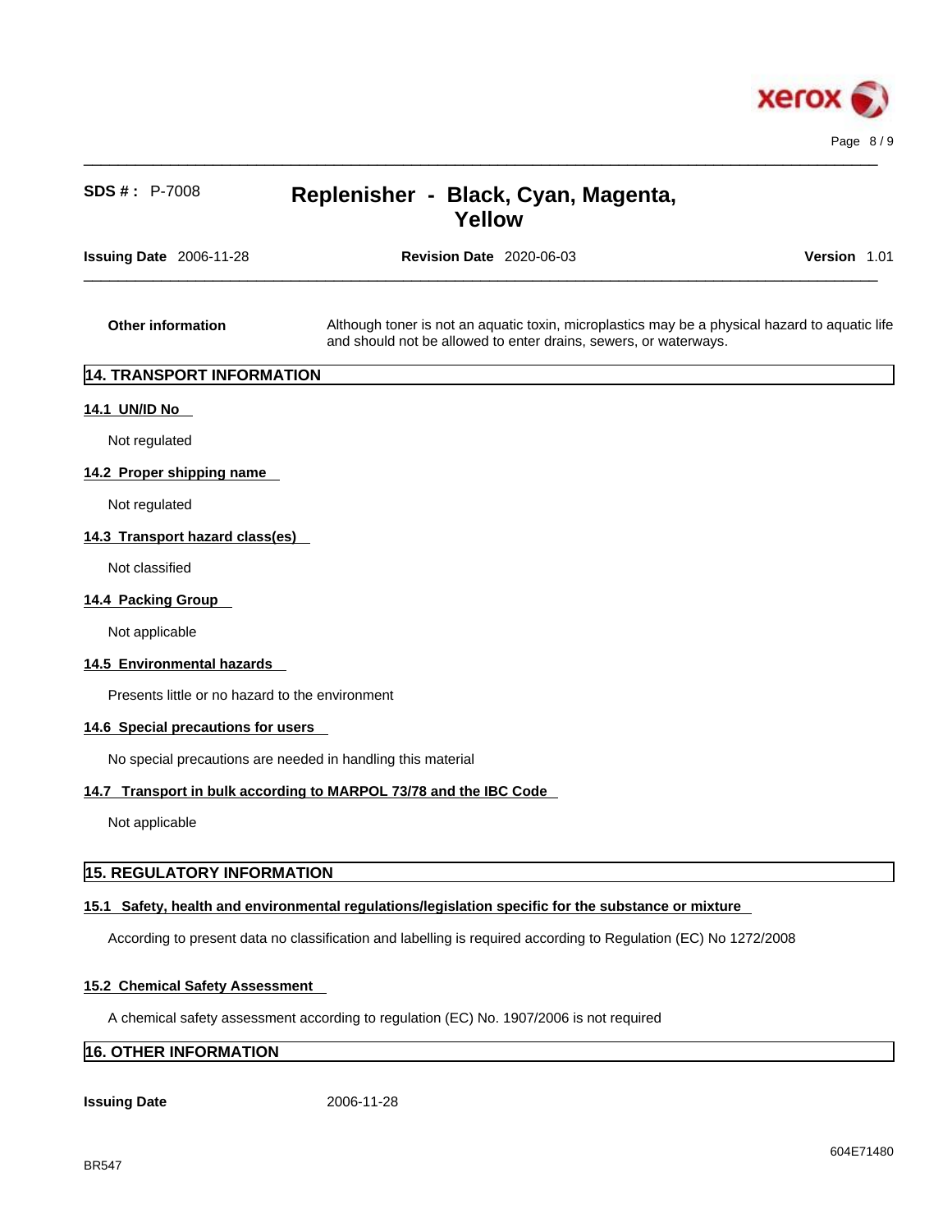**Other information** Although toner is not an aquatic toxin, microplastics may be a physical hazard to aquatic life and should not be allowed to enter drains, sewers, or waterways.

## 14. TRANSPORT INFORMATION

### 14.1 UN/ID No

Not regulated

### 14.2 Proper shipping name

Not regulated

### 14.3 Transport hazard class(es)

Not classified

### 14.4 Packing Group

Not applicable

### 14.5 Environmental hazards

Presents little or no hazard to the environment

### 14.6 Special precautions for users

No special precautions are needed in handling this material

### 14.7 Transport in bulk according to MARPOL 73/78 and the IBC Code

Not applicable

## 15. REGULATORY INFORMATION

### 15.1 Safety, health and environmental regulations/legislation specific for the substance or mixture

According to present data no classification and labelling is required according to Regulation (EC) No 1272/2008

### 15.2 Chemical Safety Assessment

A chemical safety assessment according to regulation (EC) No. 1907/2006 is not required

## 16. OTHER INFORMATION

**Issuing Date** 2006-11-28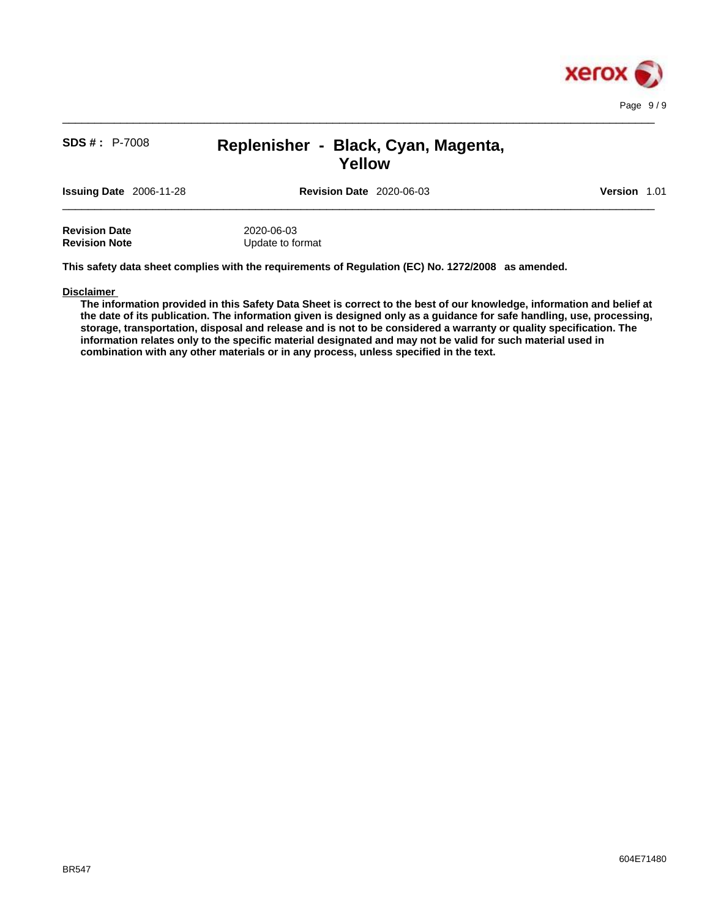**Revision Date** 2020-06-03
**Revision Note** Update to format

**This safety data sheet complies with the requirements of Regulation (EC) No. 1272/2008 as amended.**

**Disclaimer**

**The information provided in this Safety Data Sheet is correct to the best of our knowledge, information and belief at the date of its publication. The information given is designed only as a guidance for safe handling, use, processing, storage, transportation, disposal and release and is not to be considered a warranty or quality specification. The information relates only to the specific material designated and may not be valid for such material used in combination with any other materials or in any process, unless specified in the text.**